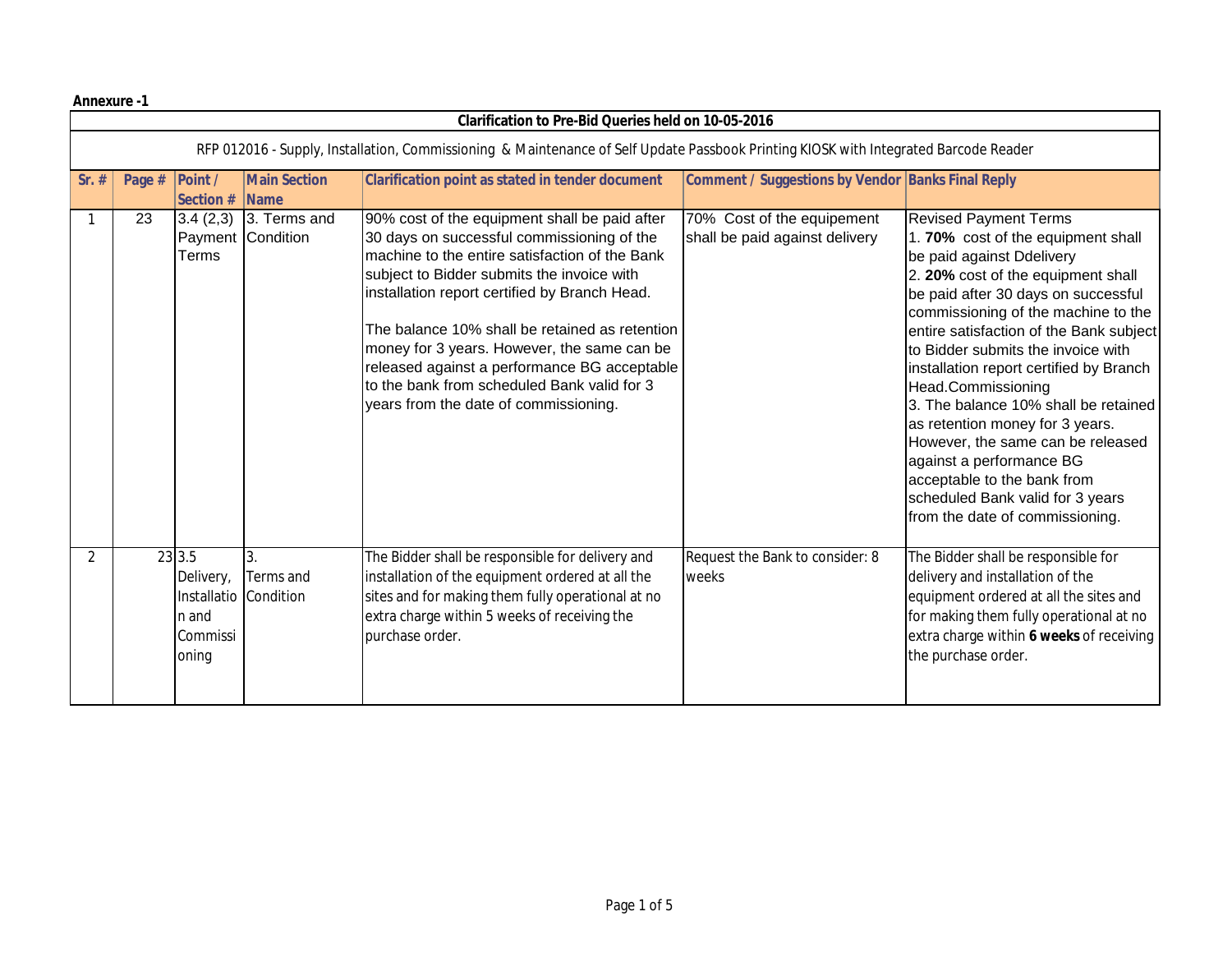**Annexure -1**

| Clarification to Pre-Bid Queries held on 10-05-2016 | | | | | | |
|---|---|---|---|---|---|---|
| RFP 012016 - Supply, Installation, Commissioning & Maintenance of Self Update Passbook Printing KIOSK with Integrated Barcode Reader | | | | | | |
| **Sr. #** | **Page #** | **Point / Section #** | **Main Section Name** | **Clarification point as stated in tender document** | **Comment / Suggestions by Vendor** | **Banks Final Reply** |
| 1 | 23 | 3.4 (2,3) Payment Terms | 3. Terms and Condition | 90% cost of the equipment shall be paid after 30 days on successful commissioning of the machine to the entire satisfaction of the Bank subject to Bidder submits the invoice with installation report certified by Branch Head.<br><br>The balance 10% shall be retained as retention money for 3 years. However, the same can be released against a performance BG acceptable to the bank from scheduled Bank valid for 3 years from the date of commissioning. | 70% Cost of the equipement shall be paid against delivery | Revised Payment Terms<br>1. **70%** cost of the equipment shall be paid against Ddelivery<br>2. **20%** cost of the equipment shall be paid after 30 days on successful commissioning of the machine to the entire satisfaction of the Bank subject to Bidder submits the invoice with installation report certified by Branch Head.Commissioning<br>3. The balance 10% shall be retained as retention money for 3 years. However, the same can be released against a performance BG acceptable to the bank from scheduled Bank valid for 3 years from the date of commissioning. |
| 2 | 23 | 3.5 Delivery, Installation and Commissioning | 3. Terms and Condition | The Bidder shall be responsible for delivery and installation of the equipment ordered at all the sites and for making them fully operational at no extra charge within 5 weeks of receiving the purchase order. | Request the Bank to consider: 8 weeks | The Bidder shall be responsible for delivery and installation of the equipment ordered at all the sites and for making them fully operational at no extra charge within **6 weeks** of receiving the purchase order. |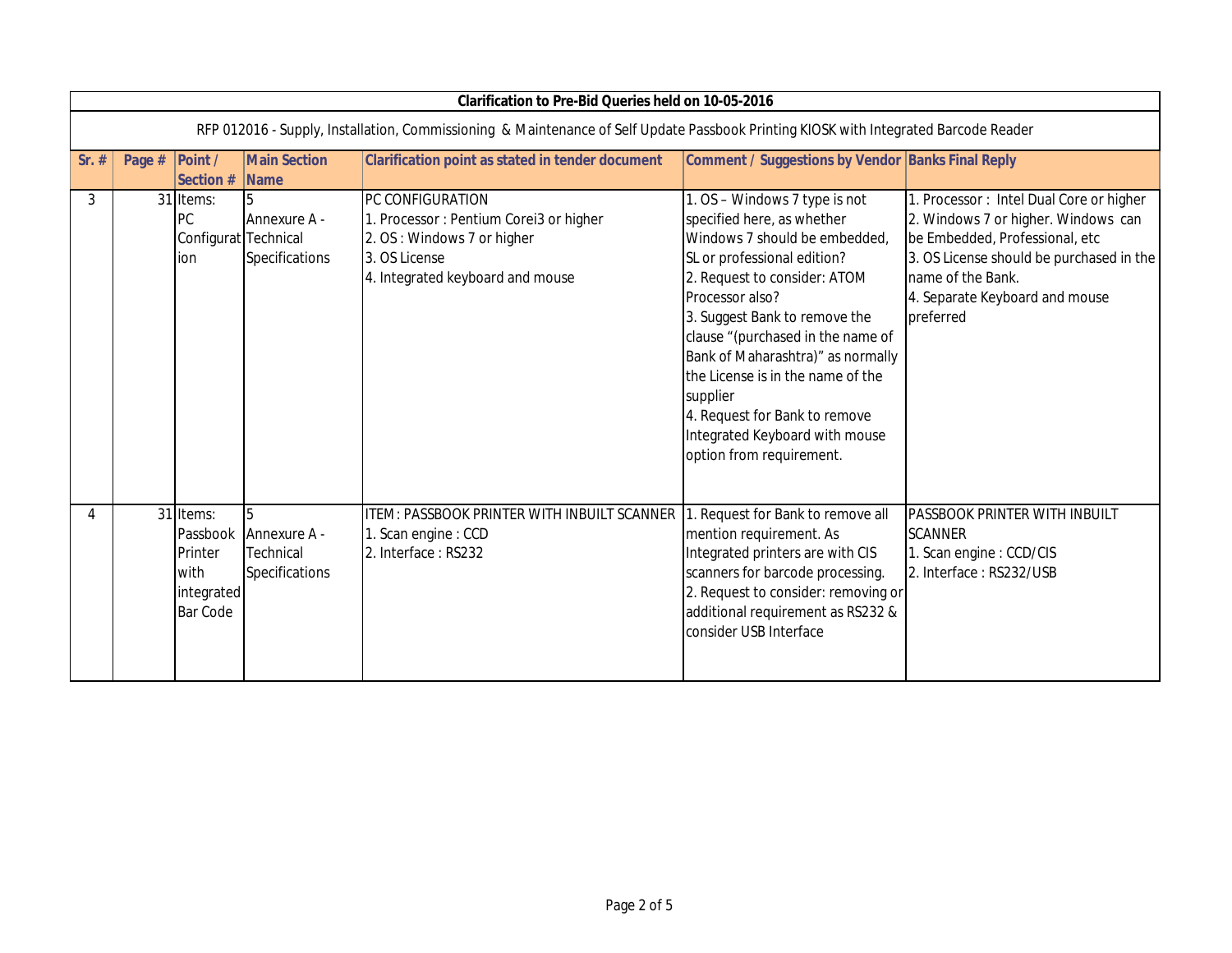| Clarification to Pre-Bid Queries held on 10-05-2016 | | | | | | |
|---|---|---|---|---|---|---|
| RFP 012016 - Supply, Installation, Commissioning & Maintenance of Self Update Passbook Printing KIOSK with Integrated Barcode Reader | | | | | | |
| **Sr. #** | **Page #** | **Point / Section #** | **Main Section Name** | **Clarification point as stated in tender document** | **Comment / Suggestions by Vendor** | **Banks Final Reply** |
| 3 | 31 | Items: PC Configuration | 5 Annexure A - Technical Specifications | PC CONFIGURATION<br>1. Processor : Pentium Corei3 or higher<br>2. OS : Windows 7 or higher<br>3. OS License<br>4. Integrated keyboard and mouse | 1. OS – Windows 7 type is not specified here, as whether Windows 7 should be embedded, SL or professional edition?<br>2. Request to consider: ATOM Processor also?<br>3. Suggest Bank to remove the clause "(purchased in the name of Bank of Maharashtra)" as normally the License is in the name of the supplier<br>4. Request for Bank to remove Integrated Keyboard with mouse option from requirement. | 1. Processor : Intel Dual Core or higher<br>2. Windows 7 or higher. Windows can be Embedded, Professional, etc<br>3. OS License should be purchased in the name of the Bank.<br>4. Separate Keyboard and mouse preferred |
| 4 | 31 | Items: Passbook Printer with integrated Bar Code | 5 Annexure A - Technical Specifications | ITEM: PASSBOOK PRINTER WITH INBUILT SCANNER<br>1. Scan engine : CCD<br>2. Interface : RS232 | 1. Request for Bank to remove all mention requirement. As Integrated printers are with CIS scanners for barcode processing.<br>2. Request to consider: removing or additional requirement as RS232 & consider USB Interface | PASSBOOK PRINTER WITH INBUILT SCANNER<br>1. Scan engine : CCD/CIS<br>2. Interface : RS232/USB |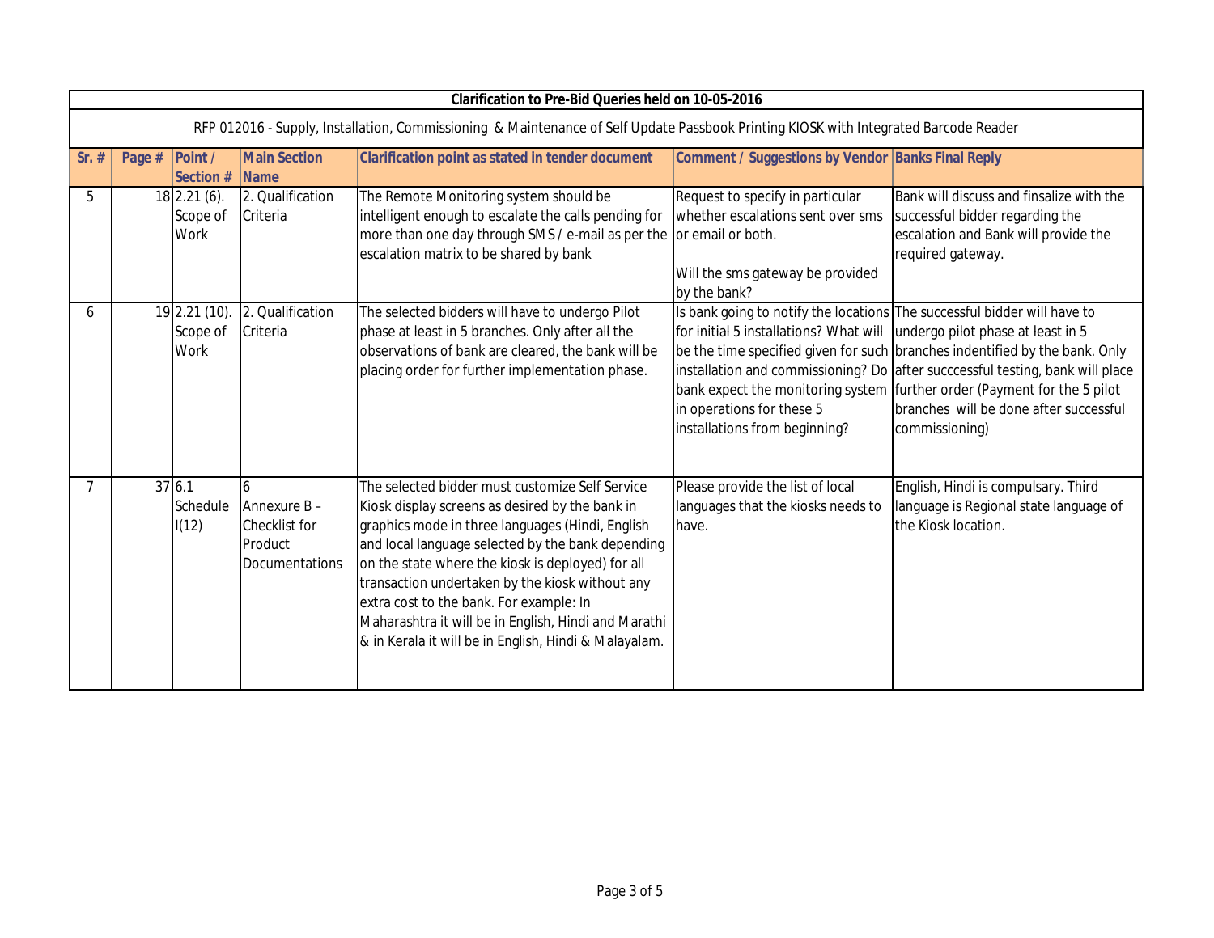**Clarification to Pre-Bid Queries held on 10-05-2016**

RFP 012016 - Supply, Installation, Commissioning & Maintenance of Self Update Passbook Printing KIOSK with Integrated Barcode Reader

| Sr. # | Page # | Point / Section # | Main Section Name | Clarification point as stated in tender document | Comment / Suggestions by Vendor | Banks Final Reply |
|---|---|---|---|---|---|---|
| 5 | 18 | 2.21 (6). Scope of Work | 2. Qualification Criteria | The Remote Monitoring system should be intelligent enough to escalate the calls pending for more than one day through SMS / e-mail as per the escalation matrix to be shared by bank | Request to specify in particular whether escalations sent over sms or email or both.<br><br>Will the sms gateway be provided by the bank? | Bank will discuss and finsalize with the successful bidder regarding the escalation and Bank will provide the required gateway. |
| 6 | 19 | 2.21 (10). Scope of Work | 2. Qualification Criteria | The selected bidders will have to undergo Pilot phase at least in 5 branches. Only after all the observations of bank are cleared, the bank will be placing order for further implementation phase. | Is bank going to notify the locations for initial 5 installations? What will be the time specified given for such installation and commissioning? Do bank expect the monitoring system in operations for these 5 installations from beginning? | The successful bidder will have to undergo pilot phase at least in 5 branches indentified by the bank. Only after succcessful testing, bank will place further order (Payment for the 5 pilot branches will be done after successful commissioning) |
| 7 | 37 | 6.1 Schedule I(12) | 6 Annexure B – Checklist for Product Documentations | The selected bidder must customize Self Service Kiosk display screens as desired by the bank in graphics mode in three languages (Hindi, English and local language selected by the bank depending on the state where the kiosk is deployed) for all transaction undertaken by the kiosk without any extra cost to the bank. For example: In Maharashtra it will be in English, Hindi and Marathi & in Kerala it will be in English, Hindi & Malayalam. | Please provide the list of local languages that the kiosks needs to have. | English, Hindi is compulsary. Third language is Regional state language of the Kiosk location. |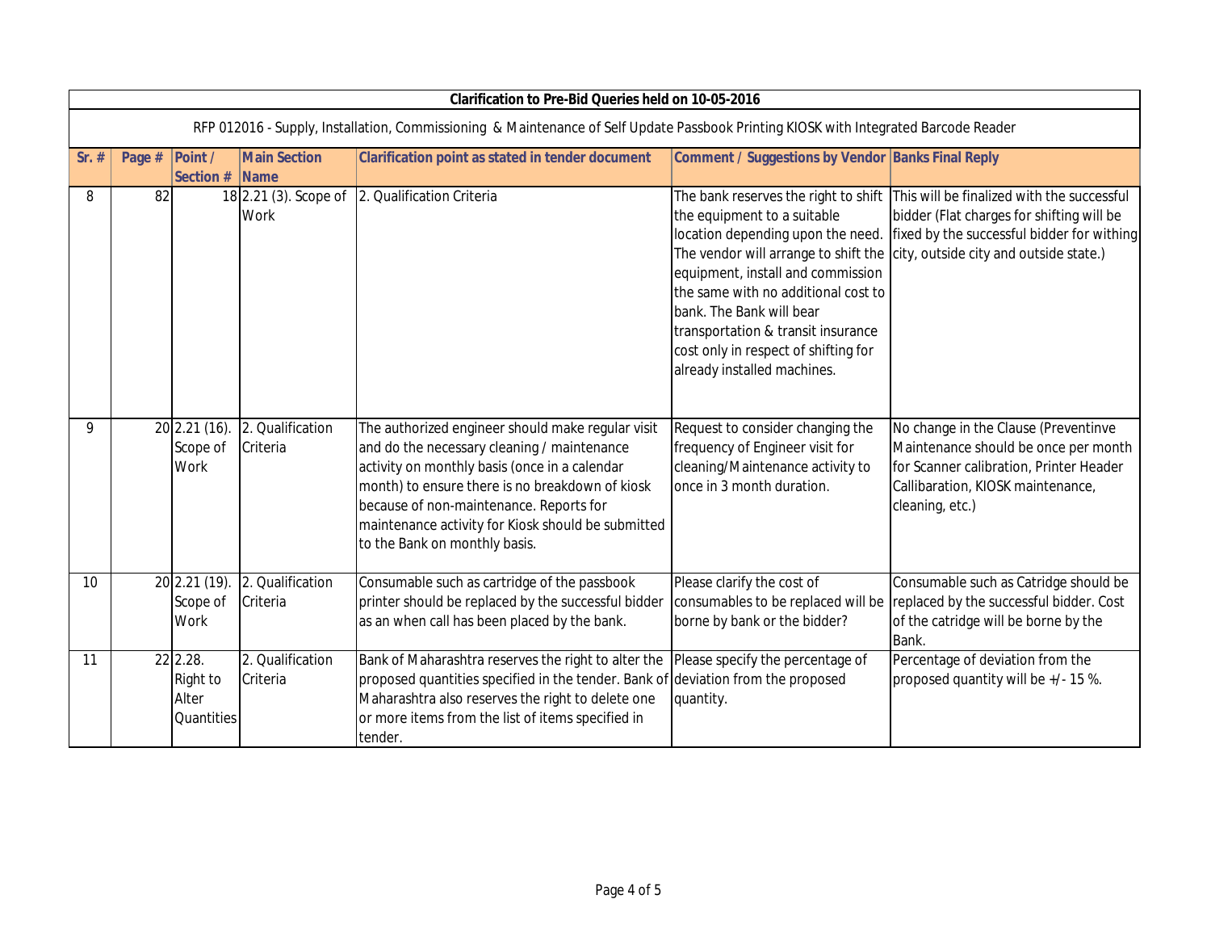| Clarification to Pre-Bid Queries held on 10-05-2016 | | | | | | |
|---|---|---|---|---|---|---|
| RFP 012016 - Supply, Installation, Commissioning & Maintenance of Self Update Passbook Printing KIOSK with Integrated Barcode Reader | | | | | | |
| **Sr. #** | **Page #** | **Point / Section #** | **Main Section Name** | **Clarification point as stated in tender document** | **Comment / Suggestions by Vendor** | **Banks Final Reply** |
| 8 | 82 | 18 | 2.21 (3). Scope of Work | 2. Qualification Criteria | The bank reserves the right to shift the equipment to a suitable location depending upon the need. The vendor will arrange to shift the equipment, install and commission the same with no additional cost to bank. The Bank will bear transportation & transit insurance cost only in respect of shifting for already installed machines. | This will be finalized with the successful bidder (Flat charges for shifting will be fixed by the successful bidder for withing city, outside city and outside state.) |
| 9 | 20 | 2.21 (16). Scope of Work | 2. Qualification Criteria | The authorized engineer should make regular visit and do the necessary cleaning / maintenance activity on monthly basis (once in a calendar month) to ensure there is no breakdown of kiosk because of non-maintenance. Reports for maintenance activity for Kiosk should be submitted to the Bank on monthly basis. | Request to consider changing the frequency of Engineer visit for cleaning/Maintenance activity to once in 3 month duration. | No change in the Clause (Preventinve Maintenance should be once per month for Scanner calibration, Printer Header Callibaration, KIOSK maintenance, cleaning, etc.) |
| 10 | 20 | 2.21 (19). Scope of Work | 2. Qualification Criteria | Consumable such as cartridge of the passbook printer should be replaced by the successful bidder as an when call has been placed by the bank. | Please clarify the cost of consumables to be replaced will be borne by bank or the bidder? | Consumable such as Catridge should be replaced by the successful bidder. Cost of the catridge will be borne by the Bank. |
| 11 | 22 | 2.28. Right to Alter Quantities | 2. Qualification Criteria | Bank of Maharashtra reserves the right to alter the proposed quantities specified in the tender. Bank of Maharashtra also reserves the right to delete one or more items from the list of items specified in tender. | Please specify the percentage of deviation from the proposed quantity. | Percentage of deviation from the proposed quantity will be +/- 15 %. |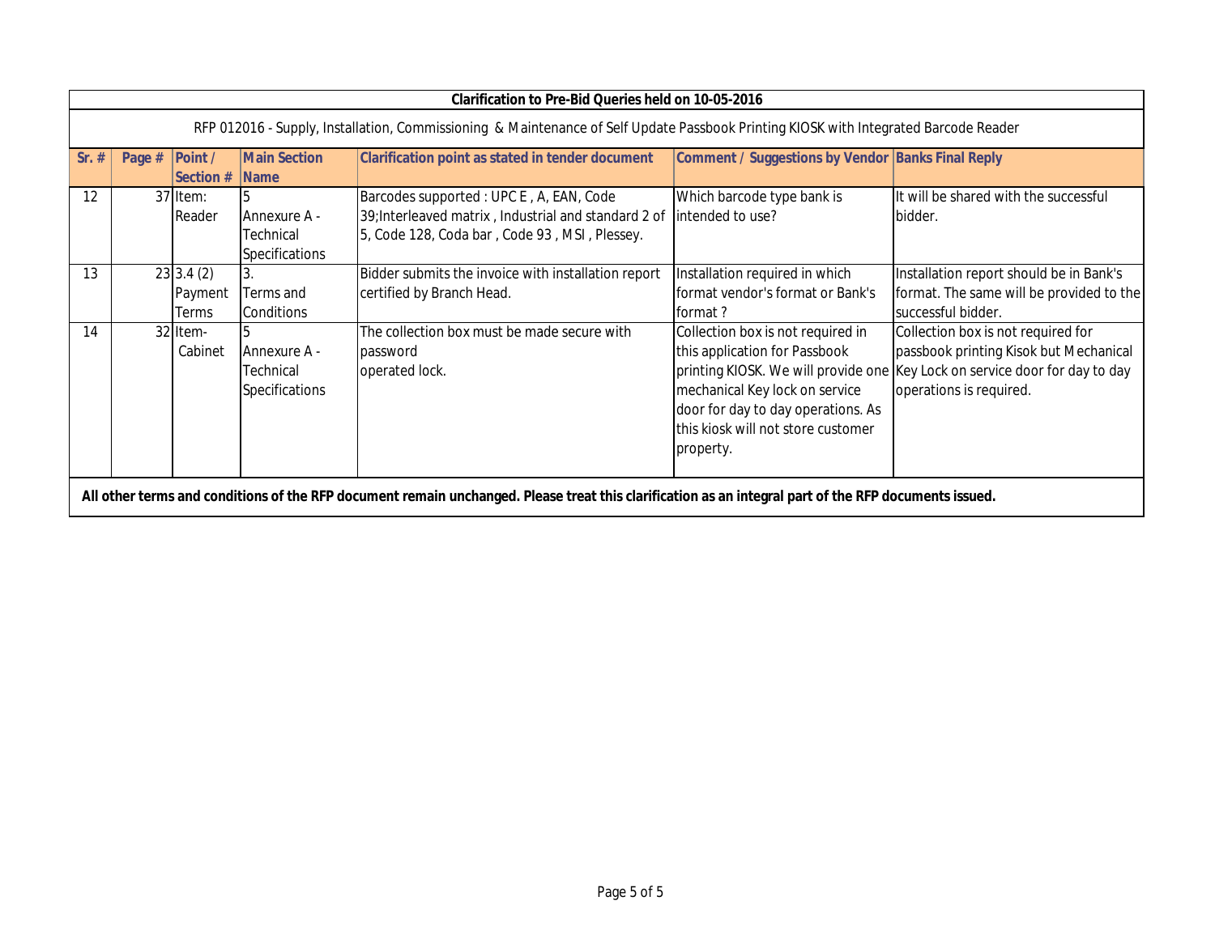**Clarification to Pre-Bid Queries held on 10-05-2016**

RFP 012016 - Supply, Installation, Commissioning & Maintenance of Self Update Passbook Printing KIOSK with Integrated Barcode Reader

| Sr. # | Page # | Point / Section # | Main Section Name | Clarification point as stated in tender document | Comment / Suggestions by Vendor | Banks Final Reply |
|---|---|---|---|---|---|---|
| 12 | 37 | Item: Reader | 5 Annexure A - Technical Specifications | Barcodes supported : UPC E , A, EAN, Code 39;Interleaved matrix , Industrial and standard 2 of 5, Code 128, Coda bar , Code 93 , MSI , Plessey. | Which barcode type bank is intended to use? | It will be shared with the successful bidder. |
| 13 | 23 | 3.4 (2) Payment Terms | 3. Terms and Conditions | Bidder submits the invoice with installation report certified by Branch Head. | Installation required in which format vendor's format or Bank's format ? | Installation report should be in Bank's format. The same will be provided to the successful bidder. |
| 14 | 32 | Item- Cabinet | 5 Annexure A - Technical Specifications | The collection box must be made secure with password operated lock. | Collection box is not required in this application for Passbook printing KIOSK. We will provide one mechanical Key lock on service door for day to day operations. As this kiosk will not store customer property. | Collection box is not required for passbook printing Kisok but Mechanical Key Lock on service door for day to day operations is required. |

**All other terms and conditions of the RFP document remain unchanged. Please treat this clarification as an integral part of the RFP documents issued.**